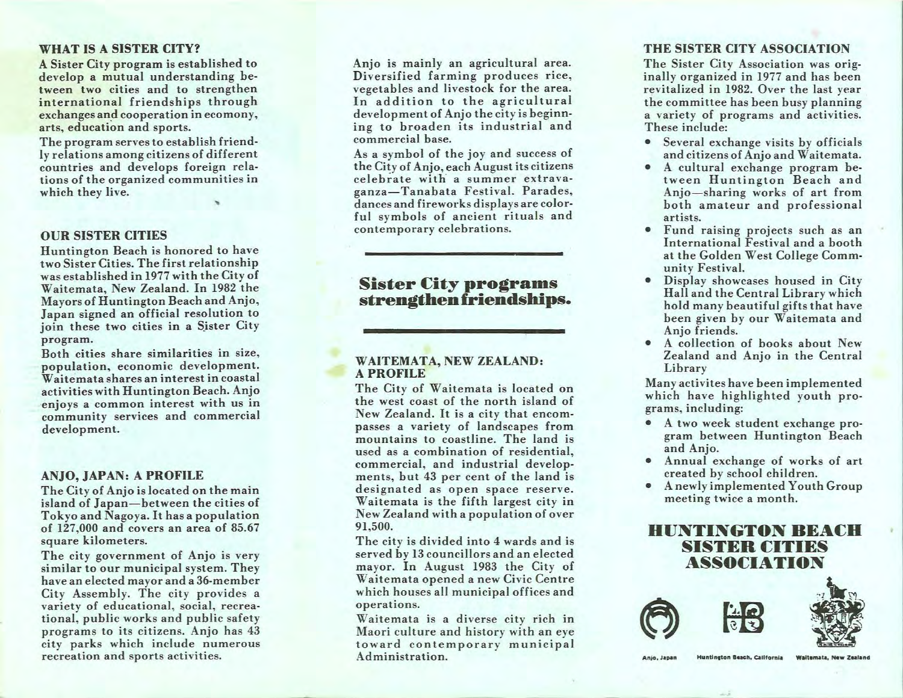## WHAT IS A SISTER CITY?

A Sister City program is established to develop a mutual understanding between two cities and to strengthen international friendships through exchanges and cooperation in ecomony, arts, education and sports.

The program serves to establish friendly relations among citizens of different countries and develops foreign relations of the organized communities in which they live.

## OUR SISTER CITIES

Huntington Beach is honored to have two Sister Cities. The first relationship was established in 1977 with the City of Waitemata, New Zealand. In 1982 the Mayors of Huntington Beach and Anjo, Japan signed an official resolution to join these two cities in a Sister City program.

Both cities share similarities in size, population, economic development. Waitemata shares an interest in coastal activities with Huntington Beach. Anjo enjoys a common interest with us in community services and commercial development.

## ANJO, JAPAN: A PROFILE

The City of Anjo is located on the main island of Japan—between the cities of Tokyo and Nagoya. It has a population of 127,000 and covers an area of 85.67 square kilometers.

The city government of Anjo is very similar to our municipal system. They have an elected mayor and a 36-member City Assembly. The city provides a variety of educational, social, recreational, public works and public safety programs to its citizens. Anjo has 43 city parks which include numerous recreation and sports activities.

Anjo is mainly an agricultural area. Diversified farming produces rice, vegetables and livestock for the area. In addition to the agricultural development of Anjo the city is beginning to broaden its industrial and commercial base.

As a symbol of the joy and success of the City of Anjo, each August its citizens celebrate with a summer extravaganza—Tanabata Festival. Parades, dances and fireworks displays are colorful symbols of ancient rituals and contemporary celebrations.

---

**Sister City programs strengthen friendships.**

---

## WAITEMATA, NEW ZEALAND: A PROFILE

The City of Waitemata is located on the west coast of the north island of New Zealand. It is a city that encompasses a variety of landscapes from mountains to coastline. The land is used as a combination of residential, commercial, and industrial developments, but 43 per cent of the land is designated as open space reserve. Waitemata is the fifth largest city in New Zealand with a population of over 91,500.

The city is divided into 4 wards and is served by 13 councillors and an elected mayor. In August 1983 the City of Waitemata opened a new Civic Centre which houses all municipal offices and operations.

Waitemata is a diverse city rich in Maori culture and history with an eye toward contemporary municipal Administration.

## THE SISTER CITY ASSOCIATION

The Sister City Association was originally organized in 1977 and has been revitalized in 1982. Over the last year the committee has been busy planning a variety of programs and activities. These include:

- Several exchange visits by officials and citizens of Anjo and Waitemata.
- A cultural exchange program between Huntington Beach and Anjo—sharing works of art from both amateur and professional artists.
- Fund raising projects such as an International Festival and a booth at the Golden West College Community Festival.
- Display showcases housed in City Hall and the Central Library which hold many beautiful gifts that have been given by our Waitemata and Anjo friends.
- A collection of books about New Zealand and Anjo in the Central Library

Many activites have been implemented which have highlighted youth programs, including:

- A two week student exchange program between Huntington Beach and Anjo.
- Annual exchange of works of art created by school children.
- A newly implemented Youth Group meeting twice a month.

# HUNTINGTON BEACH SISTER CITIES ASSOCIATION

Anjo, Japan — Huntington Beach, California — Waitemata, New Zealand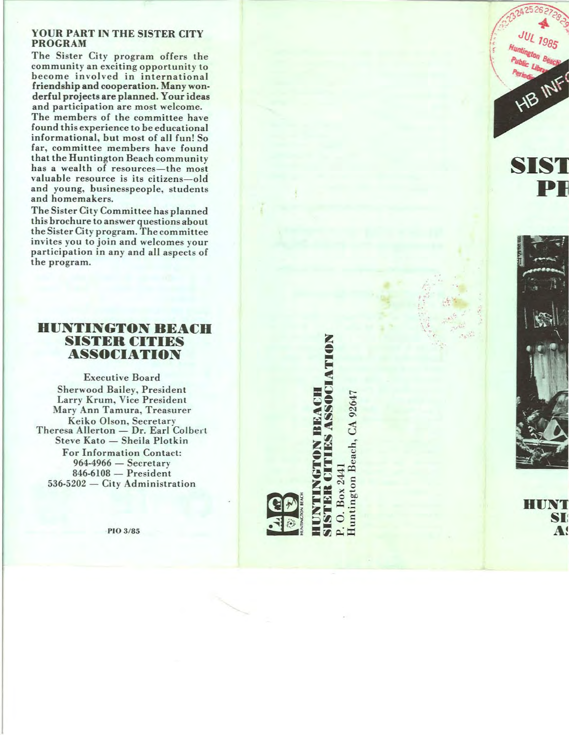## YOUR PART IN THE SISTER CITY PROGRAM

The Sister City program offers the community an exciting opportunity to become involved in international friendship and cooperation. Many wonderful projects are planned. Your ideas and participation are most welcome.

The members of the committee have found this experience to be educational informational, but most of all fun! So far, committee members have found that the Huntington Beach community has a wealth of resources—the most valuable resource is its citizens—old and young, businesspeople, students and homemakers.

The Sister City Committee has planned this brochure to answer questions about the Sister City program. The committee invites you to join and welcomes your participation in any and all aspects of the program.

# HUNTINGTON BEACH SISTER CITIES ASSOCIATION

Executive Board

Sherwood Bailey, President
Larry Krum, Vice President
Mary Ann Tamura, Treasurer
Keiko Olson, Secretary
Theresa Allerton — Dr. Earl Colbert
Steve Kato — Sheila Plotkin

For Information Contact:
964-4966 — Secretary
846-6108 — President
536-5202 — City Administration

PIO 3/85

**HUNTINGTON BEACH SISTER CITIES ASSOCIATION**
P. O. Box 2441
Huntington Beach, CA 92647

JUL 1985
Huntington Beach Public Library
HB INF

# SIST PR

HUNT SI A